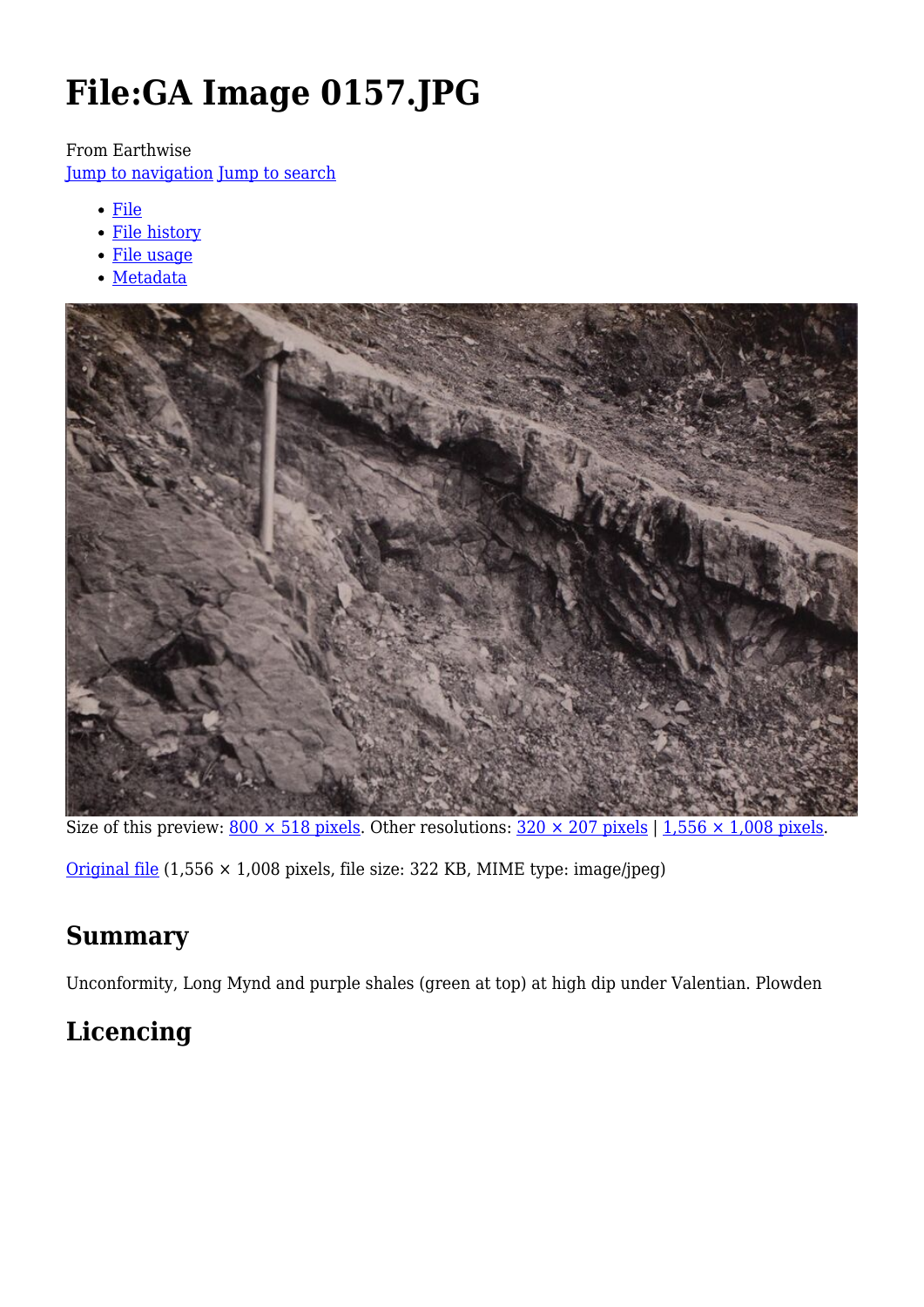# File:GA Image 0157.JPG

From Earthwise

Jump to navigation Jump to search

- File
- File history
- File usage
- Metadata

Size of this preview: 800 × 518 pixels. Other resolutions: 320 × 207 pixels | 1,556 × 1,008 pixels.

Original file (1,556 × 1,008 pixels, file size: 322 KB, MIME type: image/jpeg)

## Summary

Unconformity, Long Mynd and purple shales (green at top) at high dip under Valentian. Plowden

## Licencing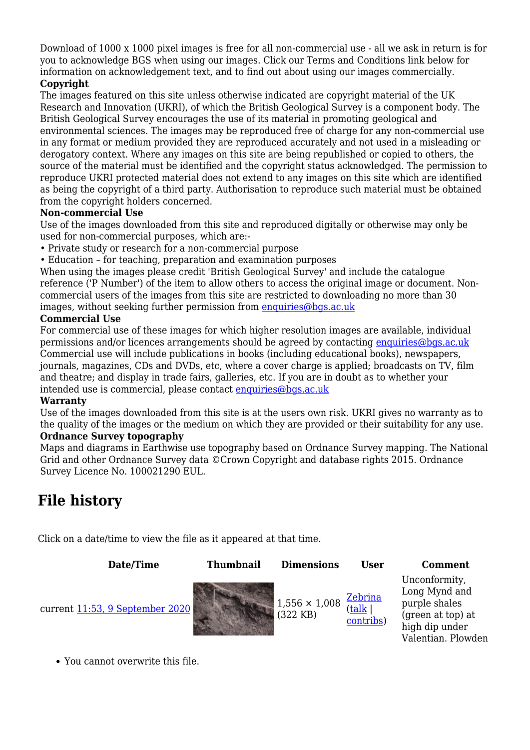Download of 1000 x 1000 pixel images is free for all non-commercial use - all we ask in return is for you to acknowledge BGS when using our images. Click our Terms and Conditions link below for information on acknowledgement text, and to find out about using our images commercially.

**Copyright**

The images featured on this site unless otherwise indicated are copyright material of the UK Research and Innovation (UKRI), of which the British Geological Survey is a component body. The British Geological Survey encourages the use of its material in promoting geological and environmental sciences. The images may be reproduced free of charge for any non-commercial use in any format or medium provided they are reproduced accurately and not used in a misleading or derogatory context. Where any images on this site are being republished or copied to others, the source of the material must be identified and the copyright status acknowledged. The permission to reproduce UKRI protected material does not extend to any images on this site which are identified as being the copyright of a third party. Authorisation to reproduce such material must be obtained from the copyright holders concerned.

**Non-commercial Use**

Use of the images downloaded from this site and reproduced digitally or otherwise may only be used for non-commercial purposes, which are:-

- Private study or research for a non-commercial purpose
- Education – for teaching, preparation and examination purposes

When using the images please credit 'British Geological Survey' and include the catalogue reference ('P Number') of the item to allow others to access the original image or document. Non-commercial users of the images from this site are restricted to downloading no more than 30 images, without seeking further permission from enquiries@bgs.ac.uk

**Commercial Use**

For commercial use of these images for which higher resolution images are available, individual permissions and/or licences arrangements should be agreed by contacting enquiries@bgs.ac.uk Commercial use will include publications in books (including educational books), newspapers, journals, magazines, CDs and DVDs, etc, where a cover charge is applied; broadcasts on TV, film and theatre; and display in trade fairs, galleries, etc. If you are in doubt as to whether your intended use is commercial, please contact enquiries@bgs.ac.uk

**Warranty**

Use of the images downloaded from this site is at the users own risk. UKRI gives no warranty as to the quality of the images or the medium on which they are provided or their suitability for any use.

**Ordnance Survey topography**

Maps and diagrams in Earthwise use topography based on Ordnance Survey mapping. The National Grid and other Ordnance Survey data ©Crown Copyright and database rights 2015. Ordnance Survey Licence No. 100021290 EUL.

## File history

Click on a date/time to view the file as it appeared at that time.

| | Date/Time | Thumbnail | Dimensions | User | Comment |
|---|---|---|---|---|---|
| current | 11:53, 9 September 2020 | | 1,556 × 1,008 (322 KB) | Zebrina (talk \| contribs) | Unconformity, Long Mynd and purple shales (green at top) at high dip under Valentian. Plowden |

- You cannot overwrite this file.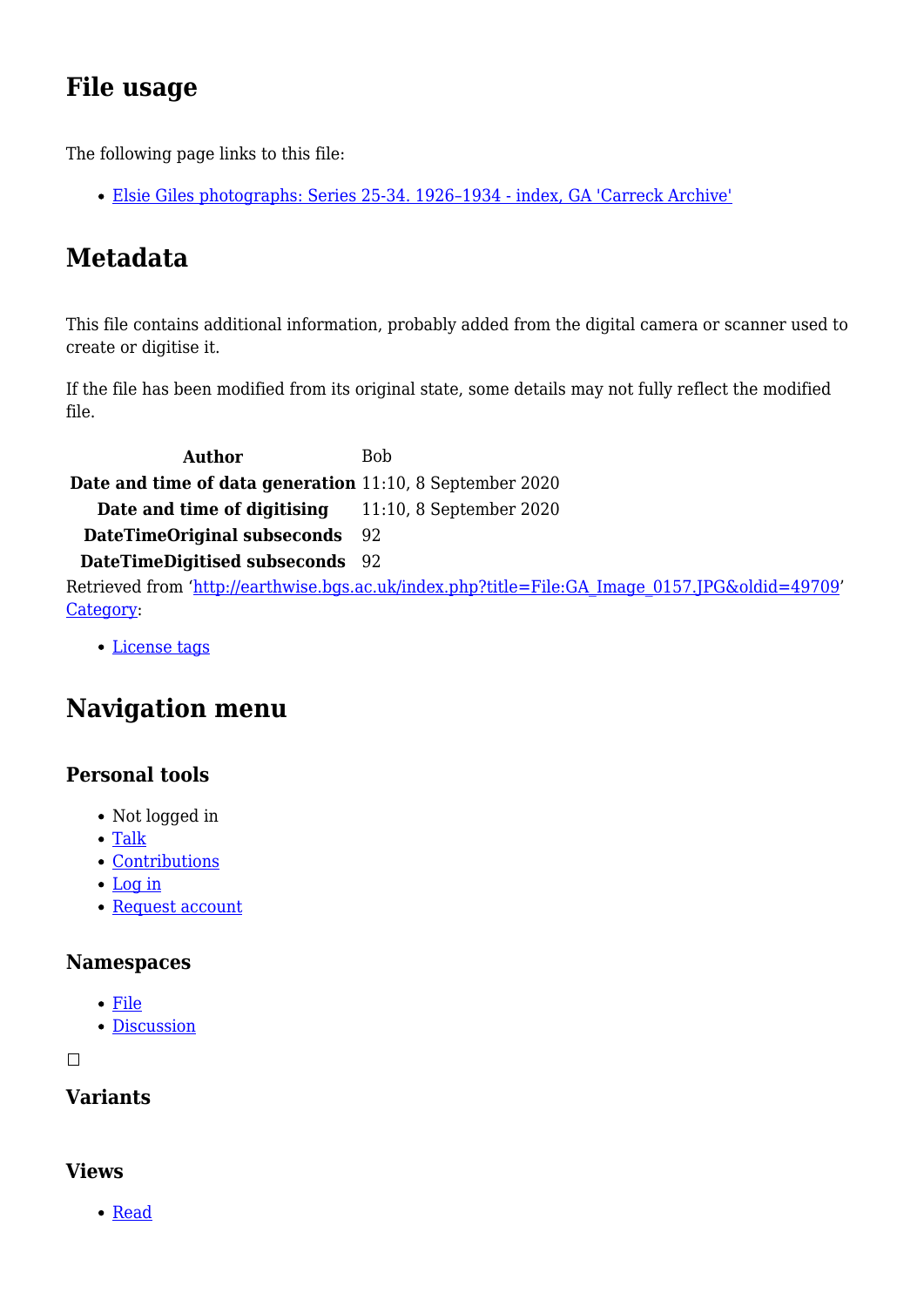## File usage

The following page links to this file:

- [Elsie Giles photographs: Series 25-34. 1926–1934 - index, GA 'Carreck Archive']()

## Metadata

This file contains additional information, probably added from the digital camera or scanner used to create or digitise it.

If the file has been modified from its original state, some details may not fully reflect the modified file.

| | |
|---|---|
| **Author** | Bob |
| **Date and time of data generation** | 11:10, 8 September 2020 |
| **Date and time of digitising** | 11:10, 8 September 2020 |
| **DateTimeOriginal subseconds** | 92 |
| **DateTimeDigitised subseconds** | 92 |

Retrieved from '[http://earthwise.bgs.ac.uk/index.php?title=File:GA_Image_0157.JPG&oldid=49709](http://earthwise.bgs.ac.uk/index.php?title=File:GA_Image_0157.JPG&oldid=49709)'
[Category]():

- [License tags]()

## Navigation menu

### Personal tools

- Not logged in
- [Talk]()
- [Contributions]()
- [Log in]()
- [Request account]()

### Namespaces

- [File]()
- [Discussion]()

☐

### Variants

### Views

- [Read]()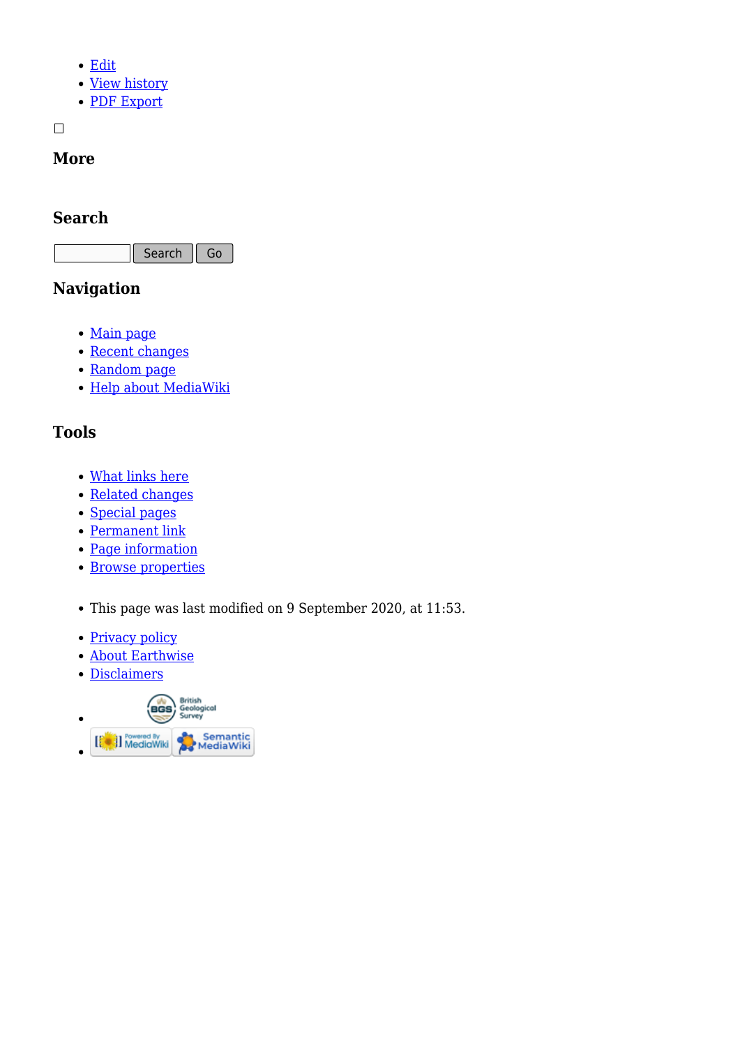- Edit
- View history
- PDF Export

☐

### More

### Search

Search Go

### Navigation

- Main page
- Recent changes
- Random page
- Help about MediaWiki

### Tools

- What links here
- Related changes
- Special pages
- Permanent link
- Page information
- Browse properties

- This page was last modified on 9 September 2020, at 11:53.

- Privacy policy
- About Earthwise
- Disclaimers